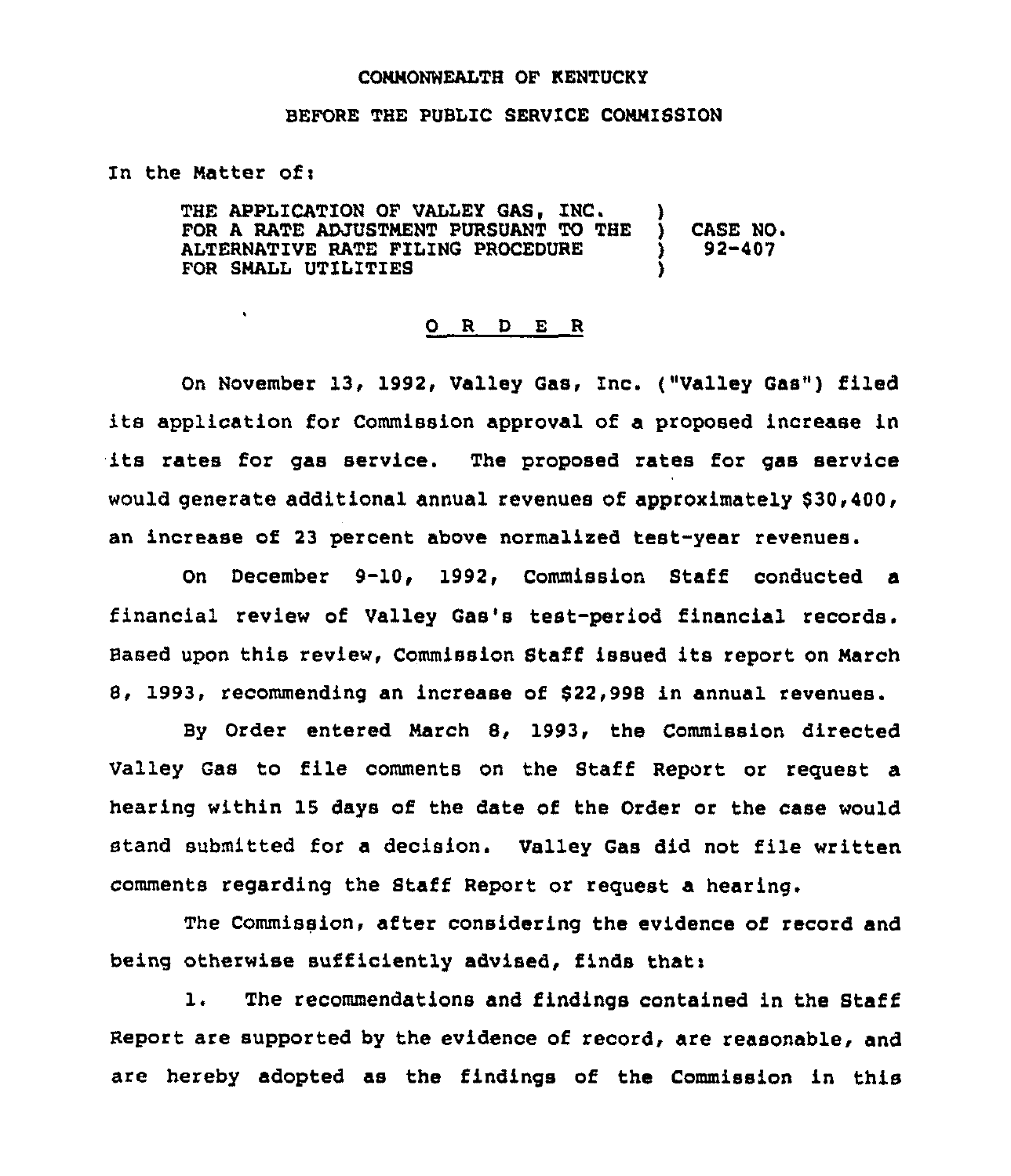COMMONWEALTH OF KENTUCKY

BEFORE THE PUBLIC SERVICE COMMISSION

In the Matter of:

THE APPLICATION OF VALLEY GAS, INC. FOR A RATE ADJUSTMENT PURSUANT TO THE ALTERNATIVE RATE FILING PROCEDURE FOR SMALL UTILITIES ) CASE NO. 92-407

## O R D E R

On November 13, 1992, Valley Gas, Inc. ("Valley Gas") filed its application for Commission approval of a proposed increase in its rates for gas service. The proposed rates for gas service would generate additional annual revenues of approximately $30,400, an increase of 23 percent above normalized test-year revenues.

On December 9-10, 1992, Commission Staff conducted a financial review of Valley Gas's test-period financial records. Based upon this review, Commission Staff issued its report on March 8, 1993, recommending an increase of $22,998 in annual revenues.

By Order entered March 8, 1993, the Commission directed Valley Gas to file comments on the Staff Report or request a hearing within 15 days of the date of the Order or the case would stand submitted for a decision. Valley Gas did not file written comments regarding the Staff Report or request a hearing.

The Commission, after considering the evidence of record and being otherwise sufficiently advised, finds that:

1. The recommendations and findings contained in the Staff Report are supported by the evidence of record, are reasonable, and are hereby adopted as the findings of the Commission in this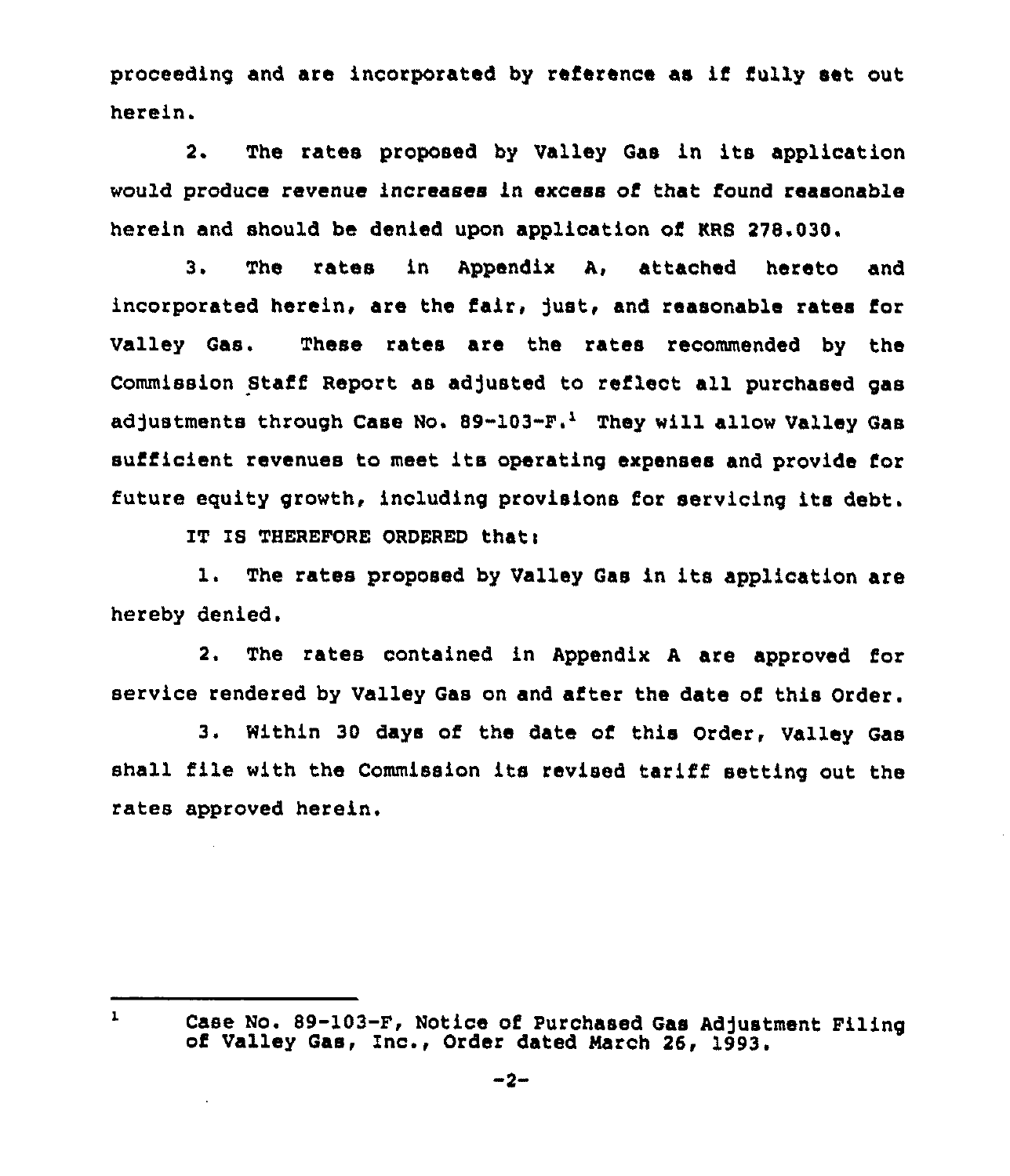proceeding and are incorporated by reference as if fully set out herein.

2. The rates proposed by Valley Gas in its application would produce revenue increases in excess of that found reasonable herein and should be denied upon application of KRS 278.030.

3. The rates in Appendix A, attached hereto and incorporated herein, are the fair, just, and reasonable rates for Valley Gas. These rates are the rates recommended by the Commission Staff Report as adjusted to reflect all purchased gas adjustments through Case No. 89-103-F.[1] They will allow Valley Gas sufficient revenues to meet its operating expenses and provide for future equity growth, including provisions for servicing its debt.

IT IS THEREFORE ORDERED that:

1. The rates proposed by Valley Gas in its application are hereby denied.

2. The rates contained in Appendix A are approved for service rendered by Valley Gas on and after the date of this Order.

3. Within 30 days of the date of this Order, Valley Gas shall file with the Commission its revised tariff setting out the rates approved herein.

---

[1] Case No. 89-103-F, Notice of Purchased Gas Adjustment Filing of Valley Gas, Inc., Order dated March 26, 1993.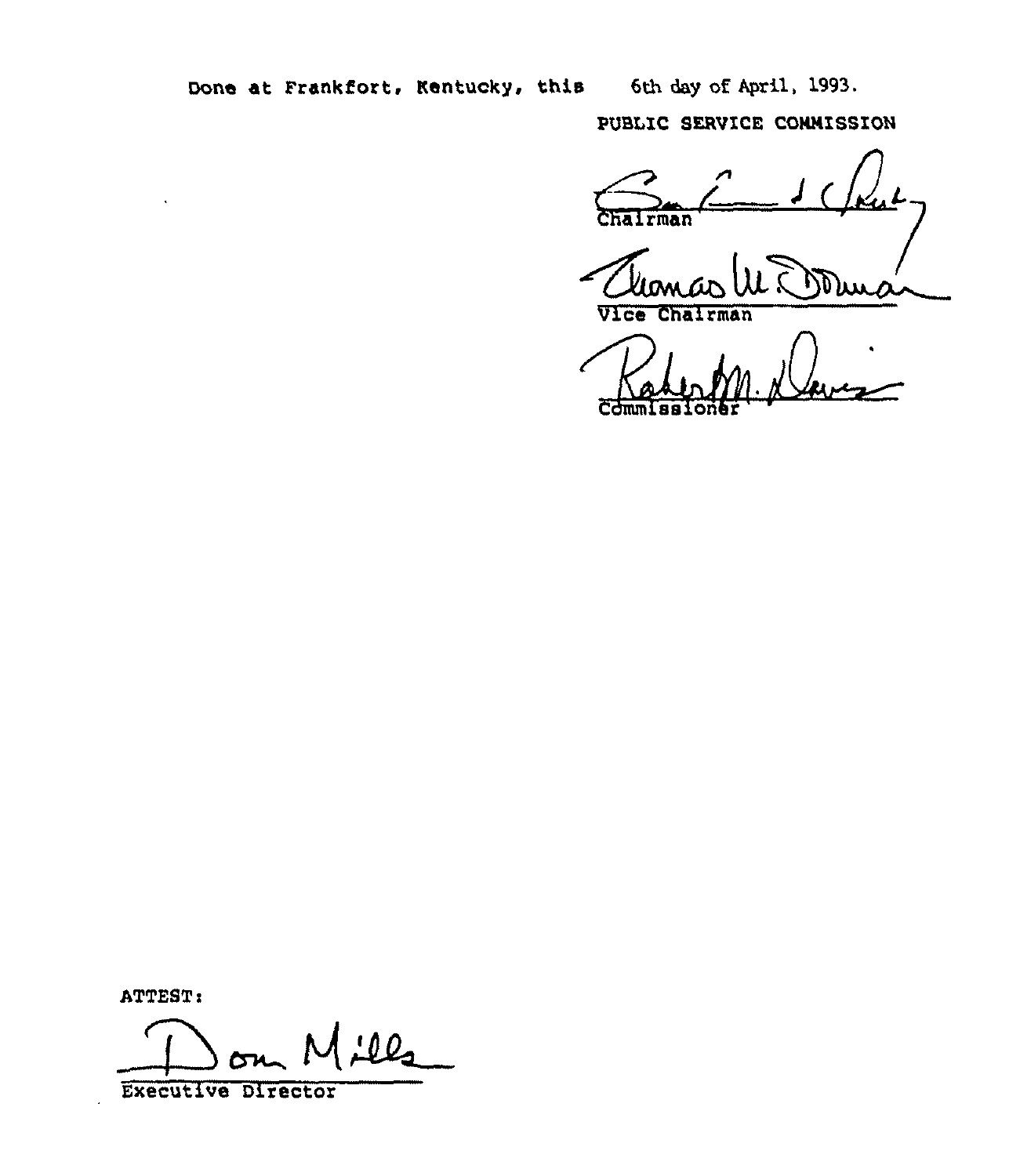Done at Frankfort, Kentucky, this 6th day of April, 1993.

PUBLIC SERVICE COMMISSION

Chairman

Vice Chairman

Commissioner

ATTEST:

Executive Director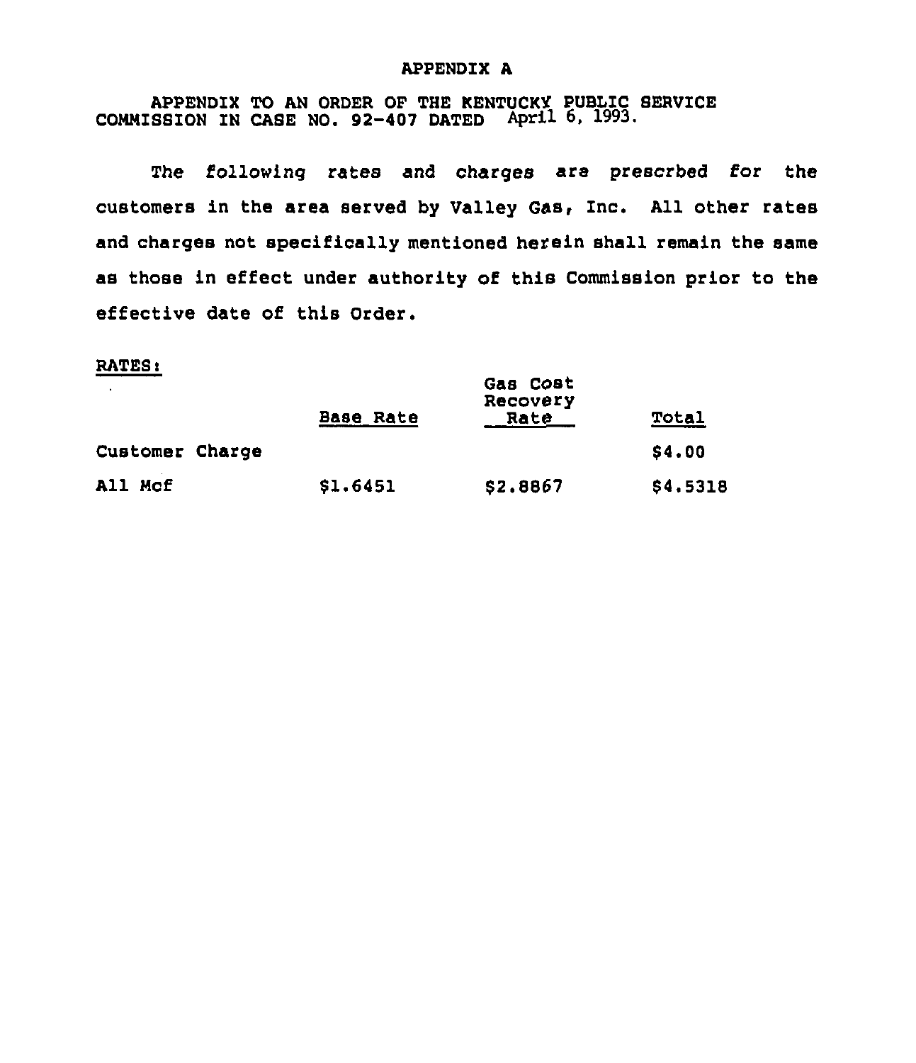# APPENDIX A

APPENDIX TO AN ORDER OF THE KENTUCKY PUBLIC SERVICE COMMISSION IN CASE NO. 92-407 DATED April 6, 1993.

The following rates and charges are prescrbed for the customers in the area served by Valley Gas, Inc. All other rates and charges not specifically mentioned herein shall remain the same as those in effect under authority of this Commission prior to the effective date of this Order.

RATES:

| | Base Rate | Gas Cost Recovery Rate | Total |
|---|---|---|---|
| Customer Charge | | | $4.00 |
| All Mcf | $1.6451 | $2.8867 | $4.5318 |